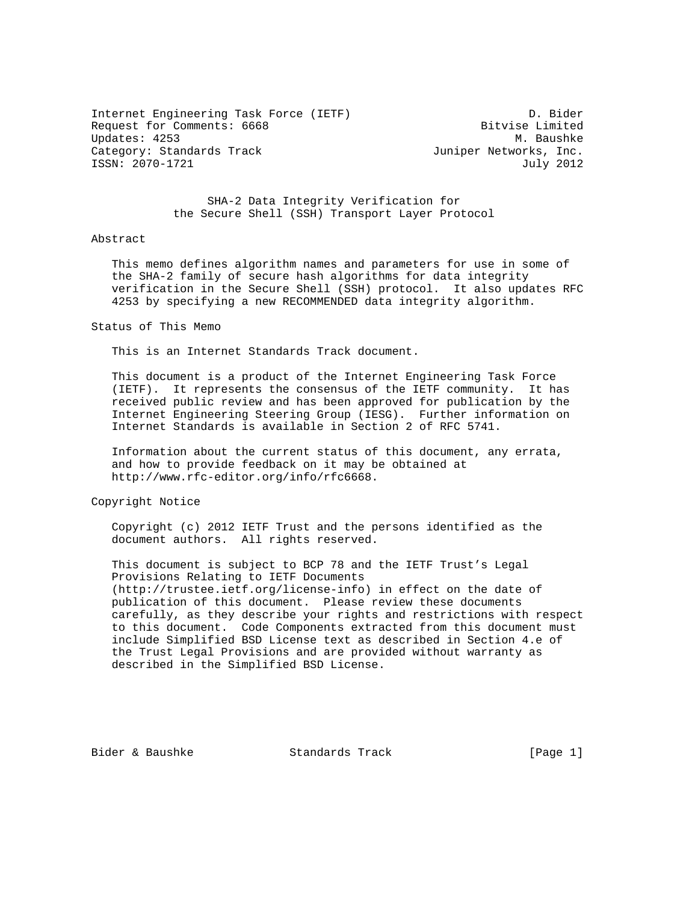Internet Engineering Task Force (IETF)                          D. Bider
Request for Comments: 6668                               Bitvise Limited
Updates: 4253                                                 M. Baushke
Category: Standards Track                         Juniper Networks, Inc.
ISSN: 2070-1721                                                July 2012

# SHA-2 Data Integrity Verification for the Secure Shell (SSH) Transport Layer Protocol

## Abstract

This memo defines algorithm names and parameters for use in some of the SHA-2 family of secure hash algorithms for data integrity verification in the Secure Shell (SSH) protocol. It also updates RFC 4253 by specifying a new RECOMMENDED data integrity algorithm.

## Status of This Memo

This is an Internet Standards Track document.

This document is a product of the Internet Engineering Task Force (IETF). It represents the consensus of the IETF community. It has received public review and has been approved for publication by the Internet Engineering Steering Group (IESG). Further information on Internet Standards is available in Section 2 of RFC 5741.

Information about the current status of this document, any errata, and how to provide feedback on it may be obtained at http://www.rfc-editor.org/info/rfc6668.

## Copyright Notice

Copyright (c) 2012 IETF Trust and the persons identified as the document authors. All rights reserved.

This document is subject to BCP 78 and the IETF Trust's Legal Provisions Relating to IETF Documents (http://trustee.ietf.org/license-info) in effect on the date of publication of this document. Please review these documents carefully, as they describe your rights and restrictions with respect to this document. Code Components extracted from this document must include Simplified BSD License text as described in Section 4.e of the Trust Legal Provisions and are provided without warranty as described in the Simplified BSD License.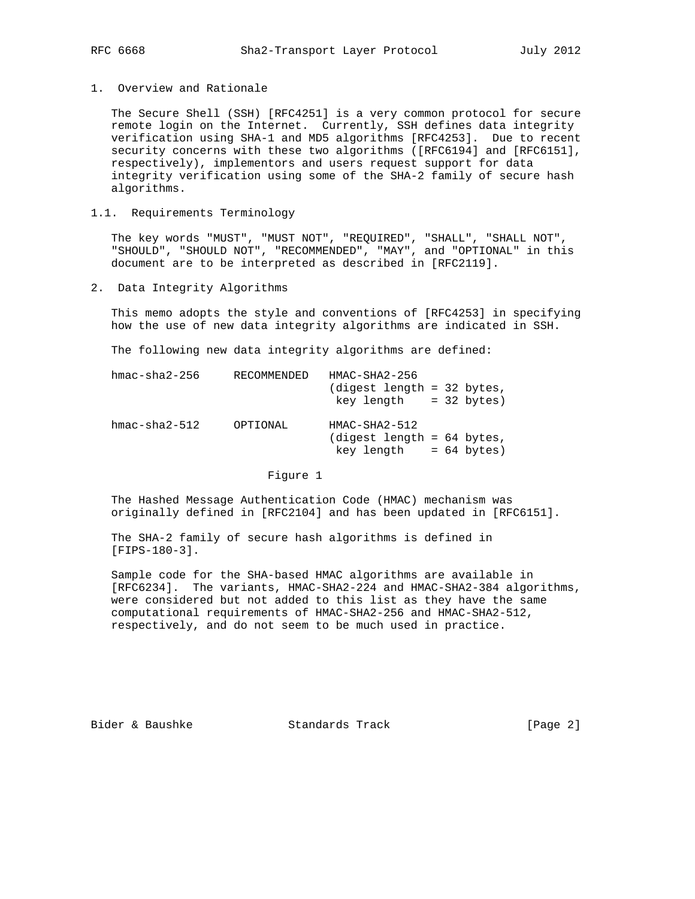# 1. Overview and Rationale

The Secure Shell (SSH) [RFC4251] is a very common protocol for secure remote login on the Internet. Currently, SSH defines data integrity verification using SHA-1 and MD5 algorithms [RFC4253]. Due to recent security concerns with these two algorithms ([RFC6194] and [RFC6151], respectively), implementors and users request support for data integrity verification using some of the SHA-2 family of secure hash algorithms.

## 1.1. Requirements Terminology

The key words "MUST", "MUST NOT", "REQUIRED", "SHALL", "SHALL NOT", "SHOULD", "SHOULD NOT", "RECOMMENDED", "MAY", and "OPTIONAL" in this document are to be interpreted as described in [RFC2119].

# 2. Data Integrity Algorithms

This memo adopts the style and conventions of [RFC4253] in specifying how the use of new data integrity algorithms are indicated in SSH.

The following new data integrity algorithms are defined:

```
hmac-sha2-256     RECOMMENDED   HMAC-SHA2-256
                                (digest length = 32 bytes,
                                 key length    = 32 bytes)

hmac-sha2-512     OPTIONAL      HMAC-SHA2-512
                                (digest length = 64 bytes,
                                 key length    = 64 bytes)
```

Figure 1

The Hashed Message Authentication Code (HMAC) mechanism was originally defined in [RFC2104] and has been updated in [RFC6151].

The SHA-2 family of secure hash algorithms is defined in [FIPS-180-3].

Sample code for the SHA-based HMAC algorithms are available in [RFC6234]. The variants, HMAC-SHA2-224 and HMAC-SHA2-384 algorithms, were considered but not added to this list as they have the same computational requirements of HMAC-SHA2-256 and HMAC-SHA2-512, respectively, and do not seem to be much used in practice.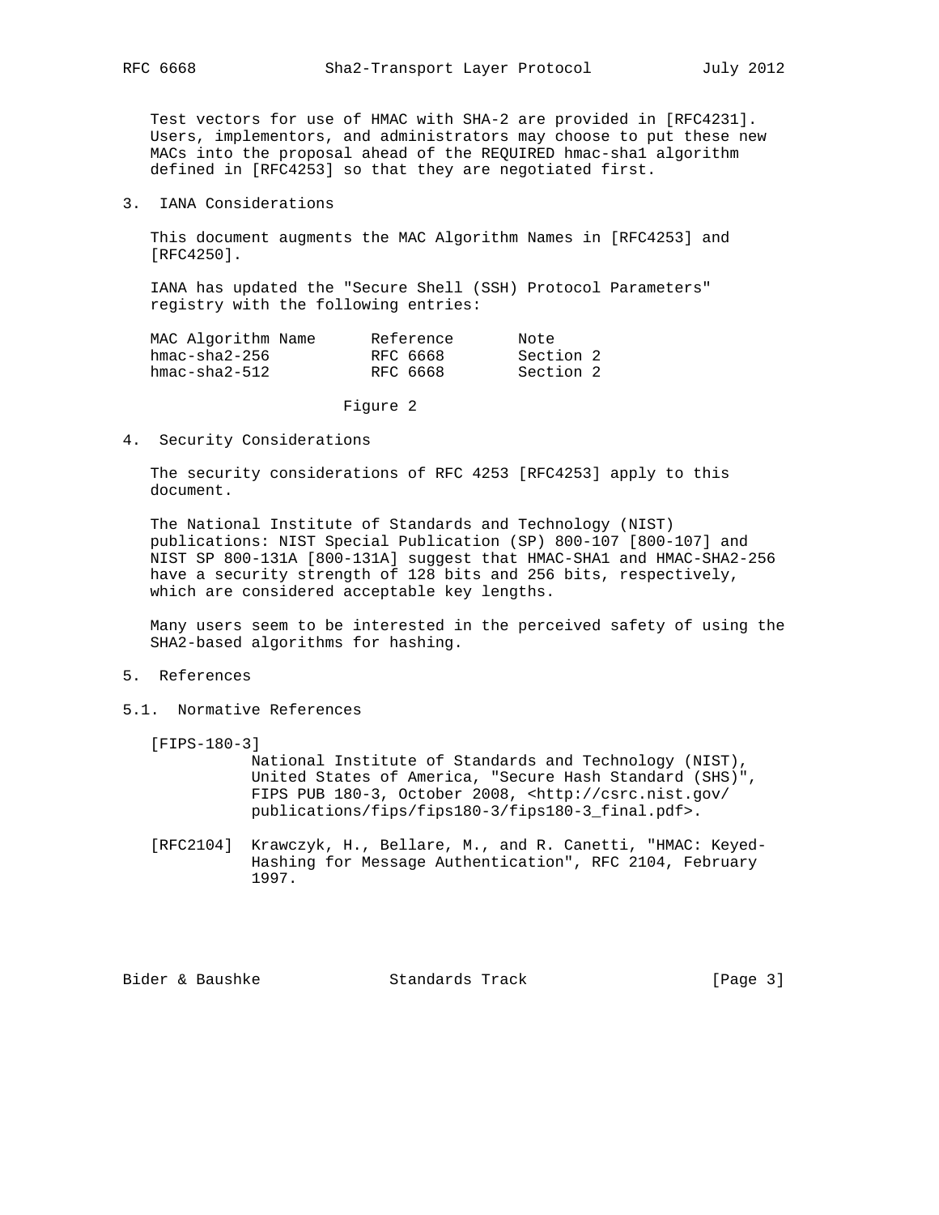Test vectors for use of HMAC with SHA-2 are provided in [RFC4231]. Users, implementors, and administrators may choose to put these new MACs into the proposal ahead of the REQUIRED hmac-sha1 algorithm defined in [RFC4253] so that they are negotiated first.

## 3. IANA Considerations

This document augments the MAC Algorithm Names in [RFC4253] and [RFC4250].

IANA has updated the "Secure Shell (SSH) Protocol Parameters" registry with the following entries:

| MAC Algorithm Name | Reference | Note |
|---|---|---|
| hmac-sha2-256 | RFC 6668 | Section 2 |
| hmac-sha2-512 | RFC 6668 | Section 2 |

Figure 2

## 4. Security Considerations

The security considerations of RFC 4253 [RFC4253] apply to this document.

The National Institute of Standards and Technology (NIST) publications: NIST Special Publication (SP) 800-107 [800-107] and NIST SP 800-131A [800-131A] suggest that HMAC-SHA1 and HMAC-SHA2-256 have a security strength of 128 bits and 256 bits, respectively, which are considered acceptable key lengths.

Many users seem to be interested in the perceived safety of using the SHA2-based algorithms for hashing.

## 5. References

### 5.1. Normative References

[FIPS-180-3]
National Institute of Standards and Technology (NIST), United States of America, "Secure Hash Standard (SHS)", FIPS PUB 180-3, October 2008, <http://csrc.nist.gov/publications/fips/fips180-3/fips180-3_final.pdf>.

[RFC2104] Krawczyk, H., Bellare, M., and R. Canetti, "HMAC: Keyed-Hashing for Message Authentication", RFC 2104, February 1997.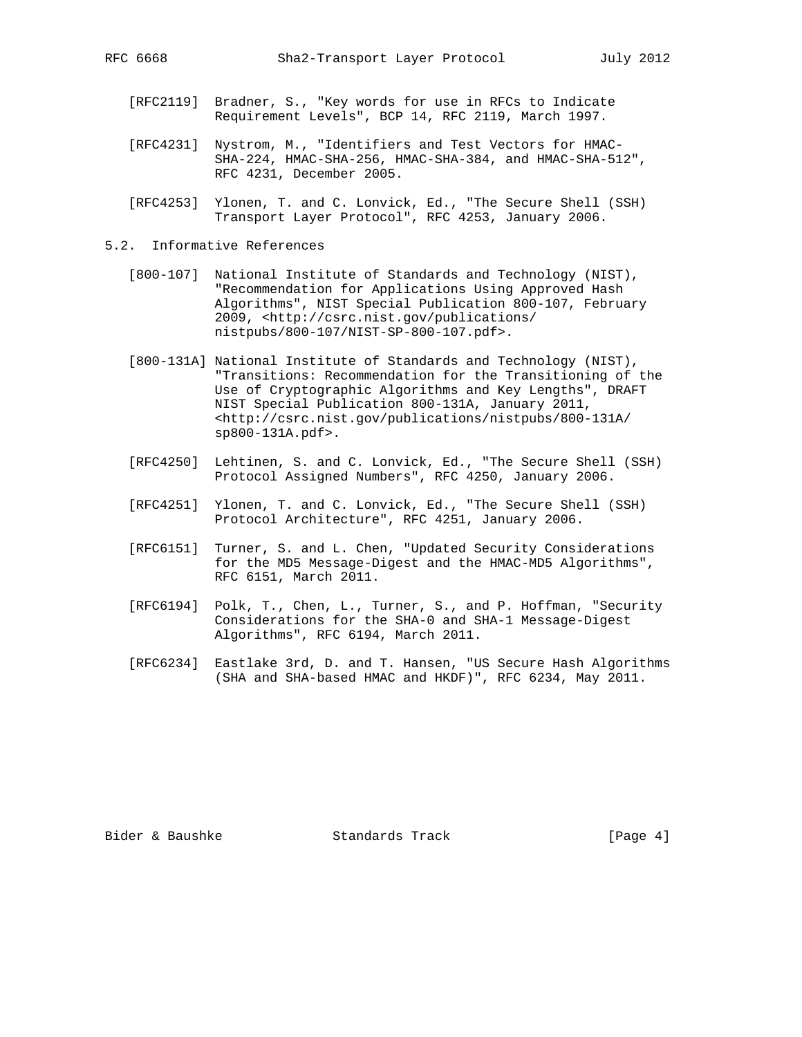[RFC2119] Bradner, S., "Key words for use in RFCs to Indicate Requirement Levels", BCP 14, RFC 2119, March 1997.

[RFC4231] Nystrom, M., "Identifiers and Test Vectors for HMAC-SHA-224, HMAC-SHA-256, HMAC-SHA-384, and HMAC-SHA-512", RFC 4231, December 2005.

[RFC4253] Ylonen, T. and C. Lonvick, Ed., "The Secure Shell (SSH) Transport Layer Protocol", RFC 4253, January 2006.

### 5.2. Informative References

[800-107] National Institute of Standards and Technology (NIST), "Recommendation for Applications Using Approved Hash Algorithms", NIST Special Publication 800-107, February 2009, <http://csrc.nist.gov/publications/nistpubs/800-107/NIST-SP-800-107.pdf>.

[800-131A] National Institute of Standards and Technology (NIST), "Transitions: Recommendation for the Transitioning of the Use of Cryptographic Algorithms and Key Lengths", DRAFT NIST Special Publication 800-131A, January 2011, <http://csrc.nist.gov/publications/nistpubs/800-131A/sp800-131A.pdf>.

[RFC4250] Lehtinen, S. and C. Lonvick, Ed., "The Secure Shell (SSH) Protocol Assigned Numbers", RFC 4250, January 2006.

[RFC4251] Ylonen, T. and C. Lonvick, Ed., "The Secure Shell (SSH) Protocol Architecture", RFC 4251, January 2006.

[RFC6151] Turner, S. and L. Chen, "Updated Security Considerations for the MD5 Message-Digest and the HMAC-MD5 Algorithms", RFC 6151, March 2011.

[RFC6194] Polk, T., Chen, L., Turner, S., and P. Hoffman, "Security Considerations for the SHA-0 and SHA-1 Message-Digest Algorithms", RFC 6194, March 2011.

[RFC6234] Eastlake 3rd, D. and T. Hansen, "US Secure Hash Algorithms (SHA and SHA-based HMAC and HKDF)", RFC 6234, May 2011.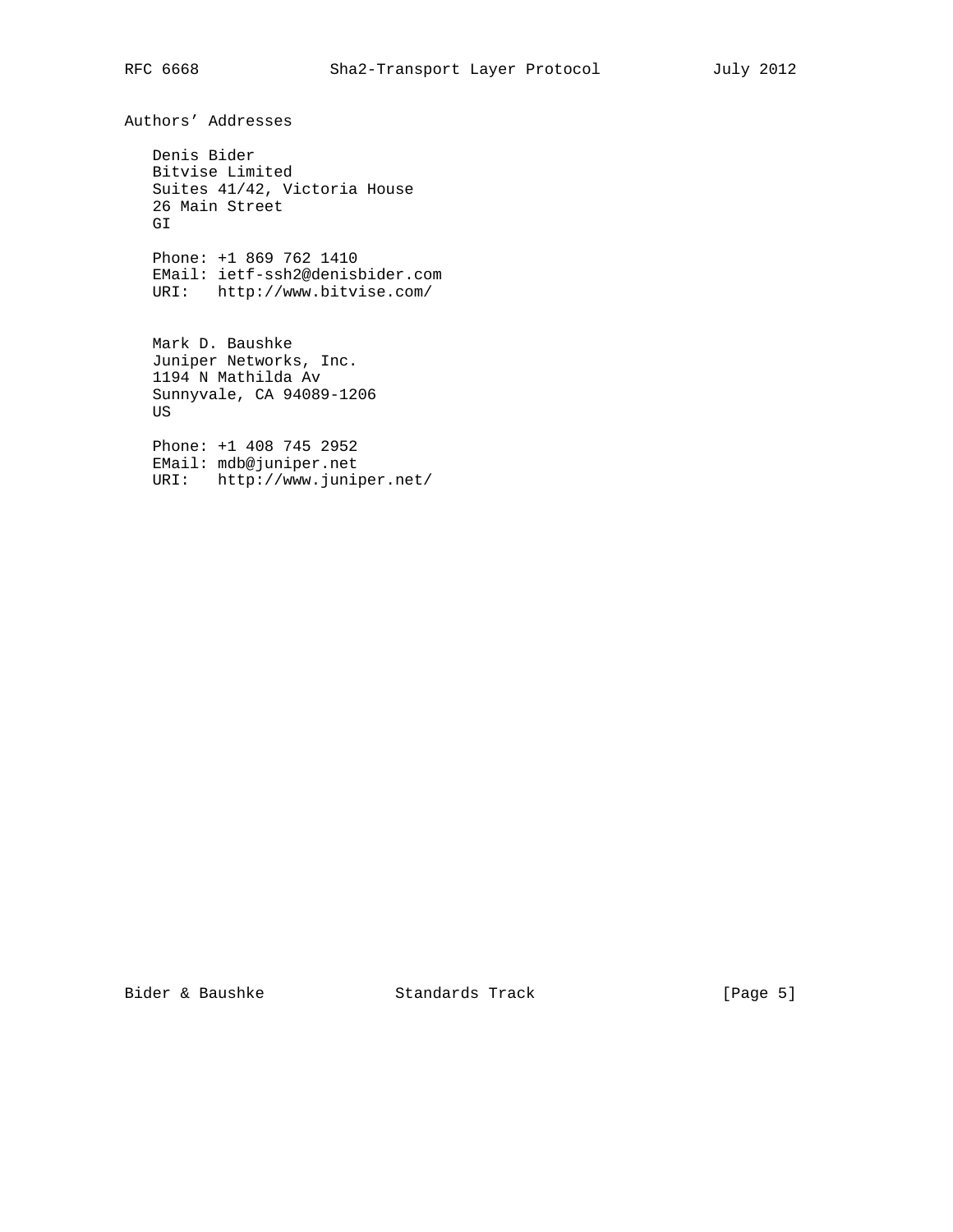# Authors' Addresses

Denis Bider
Bitvise Limited
Suites 41/42, Victoria House
26 Main Street
GI

Phone: +1 869 762 1410
EMail: ietf-ssh2@denisbider.com
URI: http://www.bitvise.com/

Mark D. Baushke
Juniper Networks, Inc.
1194 N Mathilda Av
Sunnyvale, CA 94089-1206
US

Phone: +1 408 745 2952
EMail: mdb@juniper.net
URI: http://www.juniper.net/